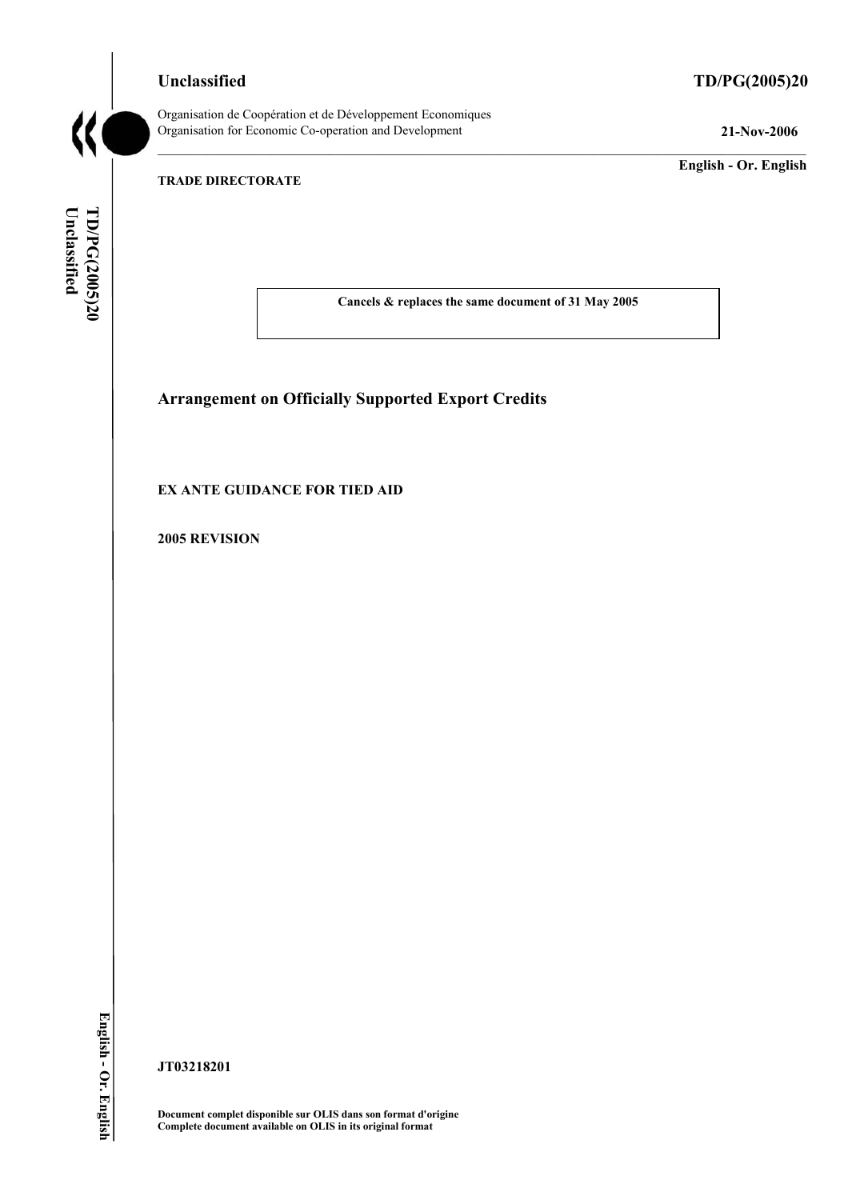**Unclassified** **TD/PG(2005)20**

Organisation de Coopération et de Développement Economiques
Organisation for Economic Co-operation and Development

**21-Nov-2006**

**English - Or. English**

**TRADE DIRECTORATE**

**Cancels & replaces the same document of 31 May 2005**

# Arrangement on Officially Supported Export Credits

**EX ANTE GUIDANCE FOR TIED AID**

**2005 REVISION**

**JT03218201**

**Document complet disponible sur OLIS dans son format d'origine**
**Complete document available on OLIS in its original format**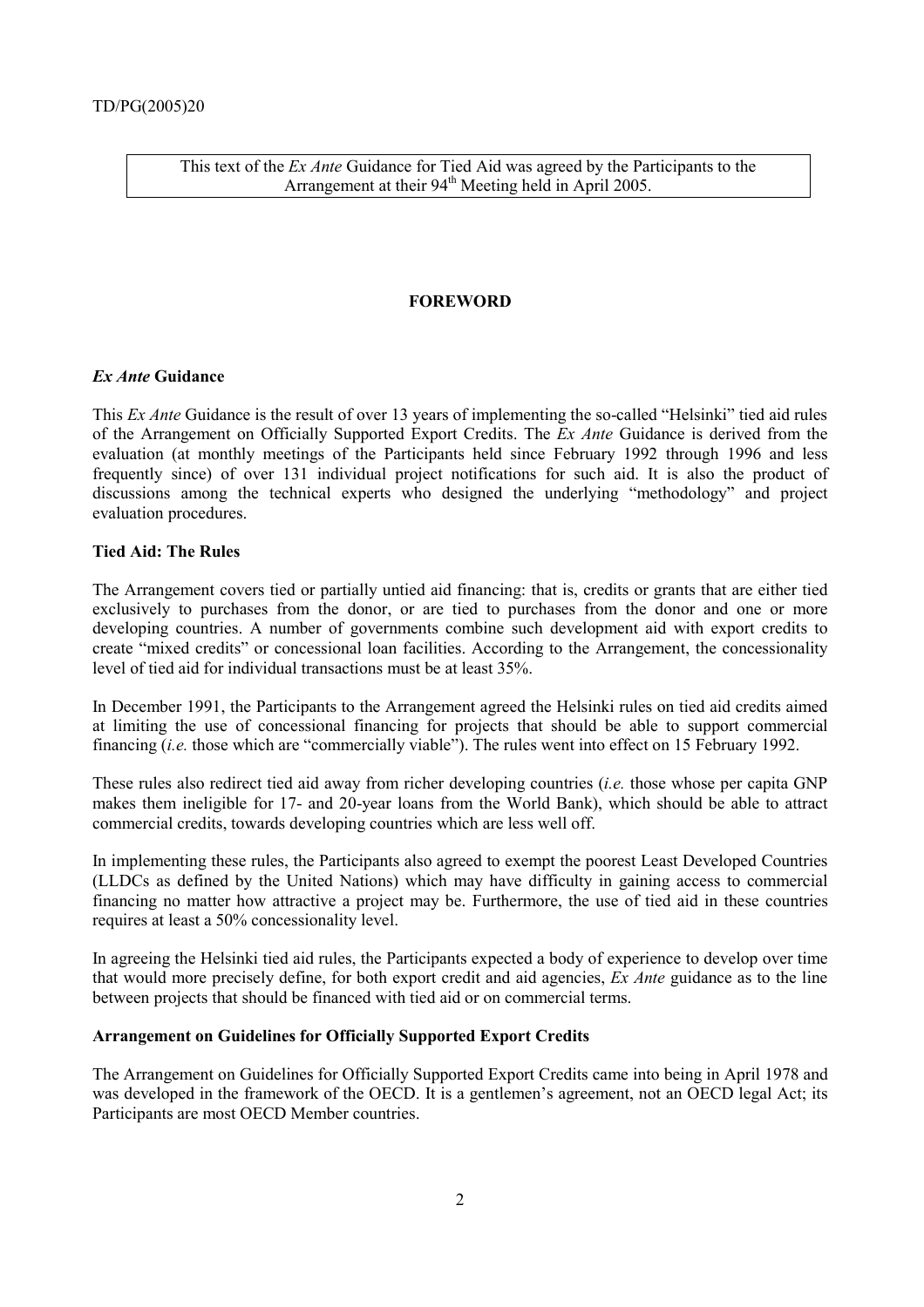This text of the *Ex Ante* Guidance for Tied Aid was agreed by the Participants to the Arrangement at their 94th Meeting held in April 2005.

## FOREWORD

### *Ex Ante* Guidance

This *Ex Ante* Guidance is the result of over 13 years of implementing the so-called "Helsinki" tied aid rules of the Arrangement on Officially Supported Export Credits. The *Ex Ante* Guidance is derived from the evaluation (at monthly meetings of the Participants held since February 1992 through 1996 and less frequently since) of over 131 individual project notifications for such aid. It is also the product of discussions among the technical experts who designed the underlying "methodology" and project evaluation procedures.

### Tied Aid: The Rules

The Arrangement covers tied or partially untied aid financing: that is, credits or grants that are either tied exclusively to purchases from the donor, or are tied to purchases from the donor and one or more developing countries. A number of governments combine such development aid with export credits to create "mixed credits" or concessional loan facilities. According to the Arrangement, the concessionality level of tied aid for individual transactions must be at least 35%.

In December 1991, the Participants to the Arrangement agreed the Helsinki rules on tied aid credits aimed at limiting the use of concessional financing for projects that should be able to support commercial financing (*i.e.* those which are "commercially viable"). The rules went into effect on 15 February 1992.

These rules also redirect tied aid away from richer developing countries (*i.e.* those whose per capita GNP makes them ineligible for 17- and 20-year loans from the World Bank), which should be able to attract commercial credits, towards developing countries which are less well off.

In implementing these rules, the Participants also agreed to exempt the poorest Least Developed Countries (LLDCs as defined by the United Nations) which may have difficulty in gaining access to commercial financing no matter how attractive a project may be. Furthermore, the use of tied aid in these countries requires at least a 50% concessionality level.

In agreeing the Helsinki tied aid rules, the Participants expected a body of experience to develop over time that would more precisely define, for both export credit and aid agencies, *Ex Ante* guidance as to the line between projects that should be financed with tied aid or on commercial terms.

### Arrangement on Guidelines for Officially Supported Export Credits

The Arrangement on Guidelines for Officially Supported Export Credits came into being in April 1978 and was developed in the framework of the OECD. It is a gentlemen's agreement, not an OECD legal Act; its Participants are most OECD Member countries.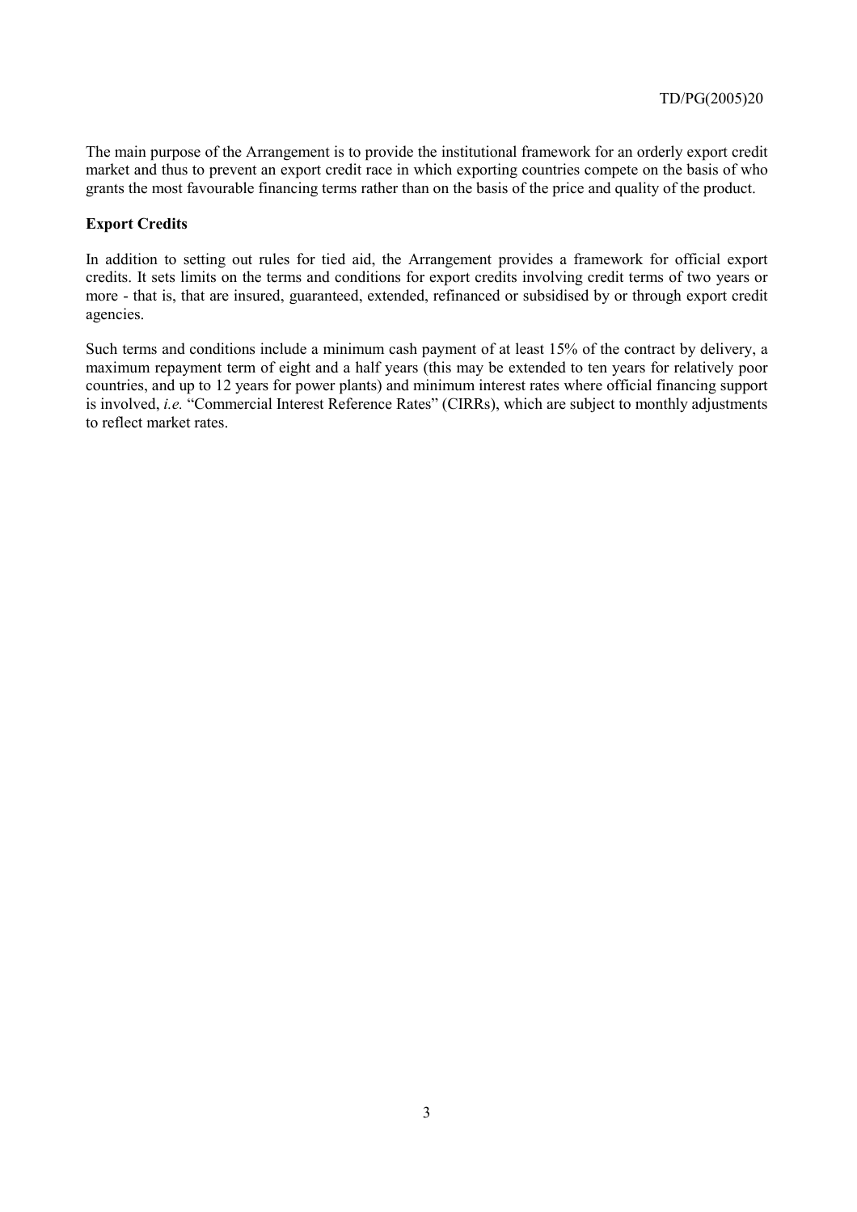The main purpose of the Arrangement is to provide the institutional framework for an orderly export credit market and thus to prevent an export credit race in which exporting countries compete on the basis of who grants the most favourable financing terms rather than on the basis of the price and quality of the product.

**Export Credits**

In addition to setting out rules for tied aid, the Arrangement provides a framework for official export credits. It sets limits on the terms and conditions for export credits involving credit terms of two years or more - that is, that are insured, guaranteed, extended, refinanced or subsidised by or through export credit agencies.

Such terms and conditions include a minimum cash payment of at least 15% of the contract by delivery, a maximum repayment term of eight and a half years (this may be extended to ten years for relatively poor countries, and up to 12 years for power plants) and minimum interest rates where official financing support is involved, *i.e.* "Commercial Interest Reference Rates" (CIRRs), which are subject to monthly adjustments to reflect market rates.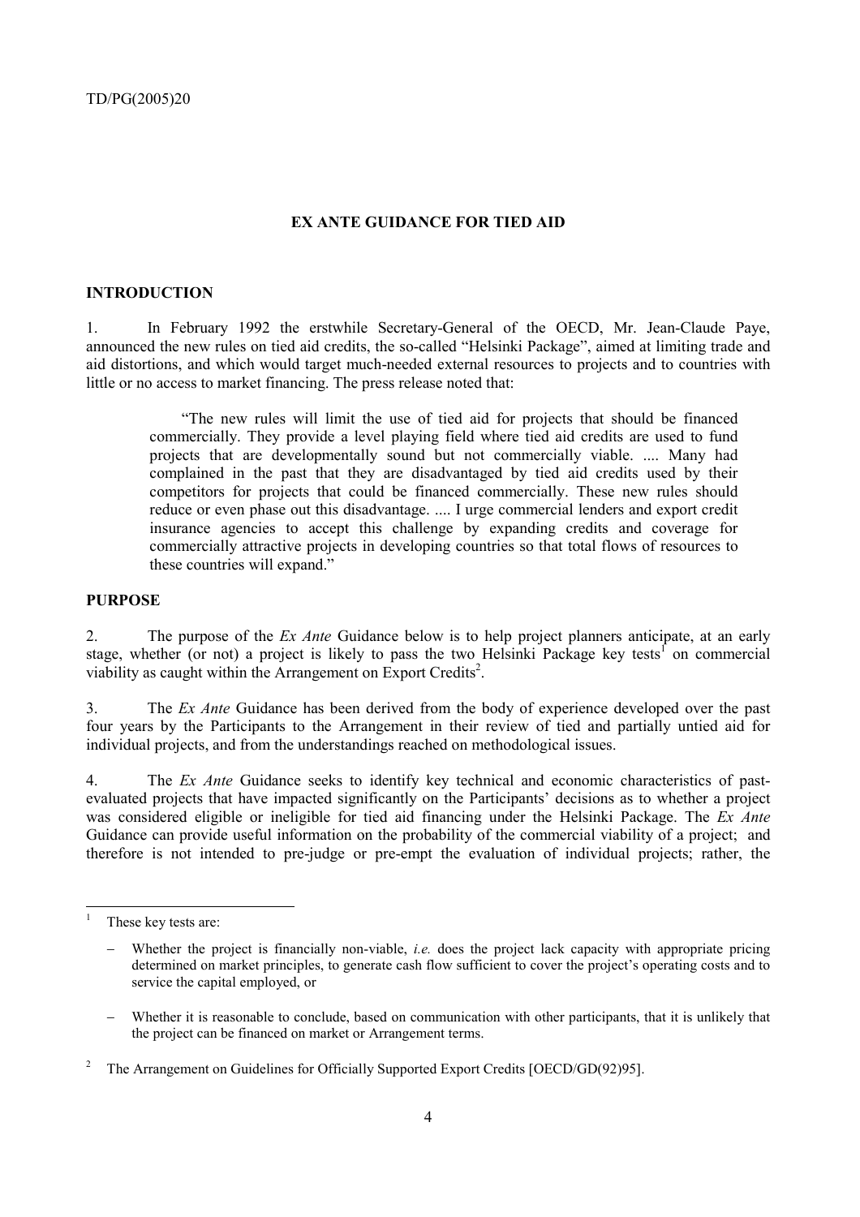## EX ANTE GUIDANCE FOR TIED AID

### INTRODUCTION

1. In February 1992 the erstwhile Secretary-General of the OECD, Mr. Jean-Claude Paye, announced the new rules on tied aid credits, the so-called "Helsinki Package", aimed at limiting trade and aid distortions, and which would target much-needed external resources to projects and to countries with little or no access to market financing. The press release noted that:

> "The new rules will limit the use of tied aid for projects that should be financed commercially. They provide a level playing field where tied aid credits are used to fund projects that are developmentally sound but not commercially viable. .... Many had complained in the past that they are disadvantaged by tied aid credits used by their competitors for projects that could be financed commercially. These new rules should reduce or even phase out this disadvantage. .... I urge commercial lenders and export credit insurance agencies to accept this challenge by expanding credits and coverage for commercially attractive projects in developing countries so that total flows of resources to these countries will expand."

### PURPOSE

2. The purpose of the *Ex Ante* Guidance below is to help project planners anticipate, at an early stage, whether (or not) a project is likely to pass the two Helsinki Package key tests[1] on commercial viability as caught within the Arrangement on Export Credits[2].

3. The *Ex Ante* Guidance has been derived from the body of experience developed over the past four years by the Participants to the Arrangement in their review of tied and partially untied aid for individual projects, and from the understandings reached on methodological issues.

4. The *Ex Ante* Guidance seeks to identify key technical and economic characteristics of past-evaluated projects that have impacted significantly on the Participants' decisions as to whether a project was considered eligible or ineligible for tied aid financing under the Helsinki Package. The *Ex Ante* Guidance can provide useful information on the probability of the commercial viability of a project; and therefore is not intended to pre-judge or pre-empt the evaluation of individual projects; rather, the

---

[1] These key tests are:

- Whether the project is financially non-viable, *i.e.* does the project lack capacity with appropriate pricing determined on market principles, to generate cash flow sufficient to cover the project's operating costs and to service the capital employed, or
- Whether it is reasonable to conclude, based on communication with other participants, that it is unlikely that the project can be financed on market or Arrangement terms.

[2] The Arrangement on Guidelines for Officially Supported Export Credits [OECD/GD(92)95].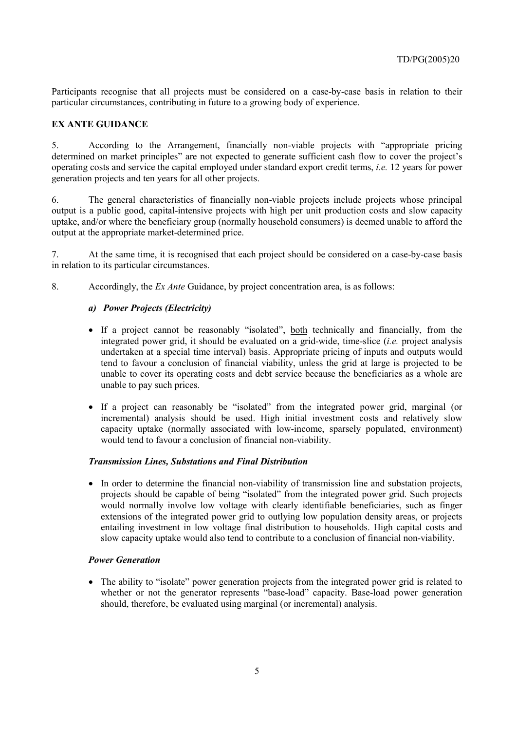Participants recognise that all projects must be considered on a case-by-case basis in relation to their particular circumstances, contributing in future to a growing body of experience.

## EX ANTE GUIDANCE

5. According to the Arrangement, financially non-viable projects with "appropriate pricing determined on market principles" are not expected to generate sufficient cash flow to cover the project's operating costs and service the capital employed under standard export credit terms, *i.e.* 12 years for power generation projects and ten years for all other projects.

6. The general characteristics of financially non-viable projects include projects whose principal output is a public good, capital-intensive projects with high per unit production costs and slow capacity uptake, and/or where the beneficiary group (normally household consumers) is deemed unable to afford the output at the appropriate market-determined price.

7. At the same time, it is recognised that each project should be considered on a case-by-case basis in relation to its particular circumstances.

8. Accordingly, the *Ex Ante* Guidance, by project concentration area, is as follows:

### *a) Power Projects (Electricity)*

- If a project cannot be reasonably "isolated", both technically and financially, from the integrated power grid, it should be evaluated on a grid-wide, time-slice (*i.e.* project analysis undertaken at a special time interval) basis. Appropriate pricing of inputs and outputs would tend to favour a conclusion of financial viability, unless the grid at large is projected to be unable to cover its operating costs and debt service because the beneficiaries as a whole are unable to pay such prices.

- If a project can reasonably be "isolated" from the integrated power grid, marginal (or incremental) analysis should be used. High initial investment costs and relatively slow capacity uptake (normally associated with low-income, sparsely populated, environment) would tend to favour a conclusion of financial non-viability.

#### *Transmission Lines, Substations and Final Distribution*

- In order to determine the financial non-viability of transmission line and substation projects, projects should be capable of being "isolated" from the integrated power grid. Such projects would normally involve low voltage with clearly identifiable beneficiaries, such as finger extensions of the integrated power grid to outlying low population density areas, or projects entailing investment in low voltage final distribution to households. High capital costs and slow capacity uptake would also tend to contribute to a conclusion of financial non-viability.

#### *Power Generation*

- The ability to "isolate" power generation projects from the integrated power grid is related to whether or not the generator represents "base-load" capacity. Base-load power generation should, therefore, be evaluated using marginal (or incremental) analysis.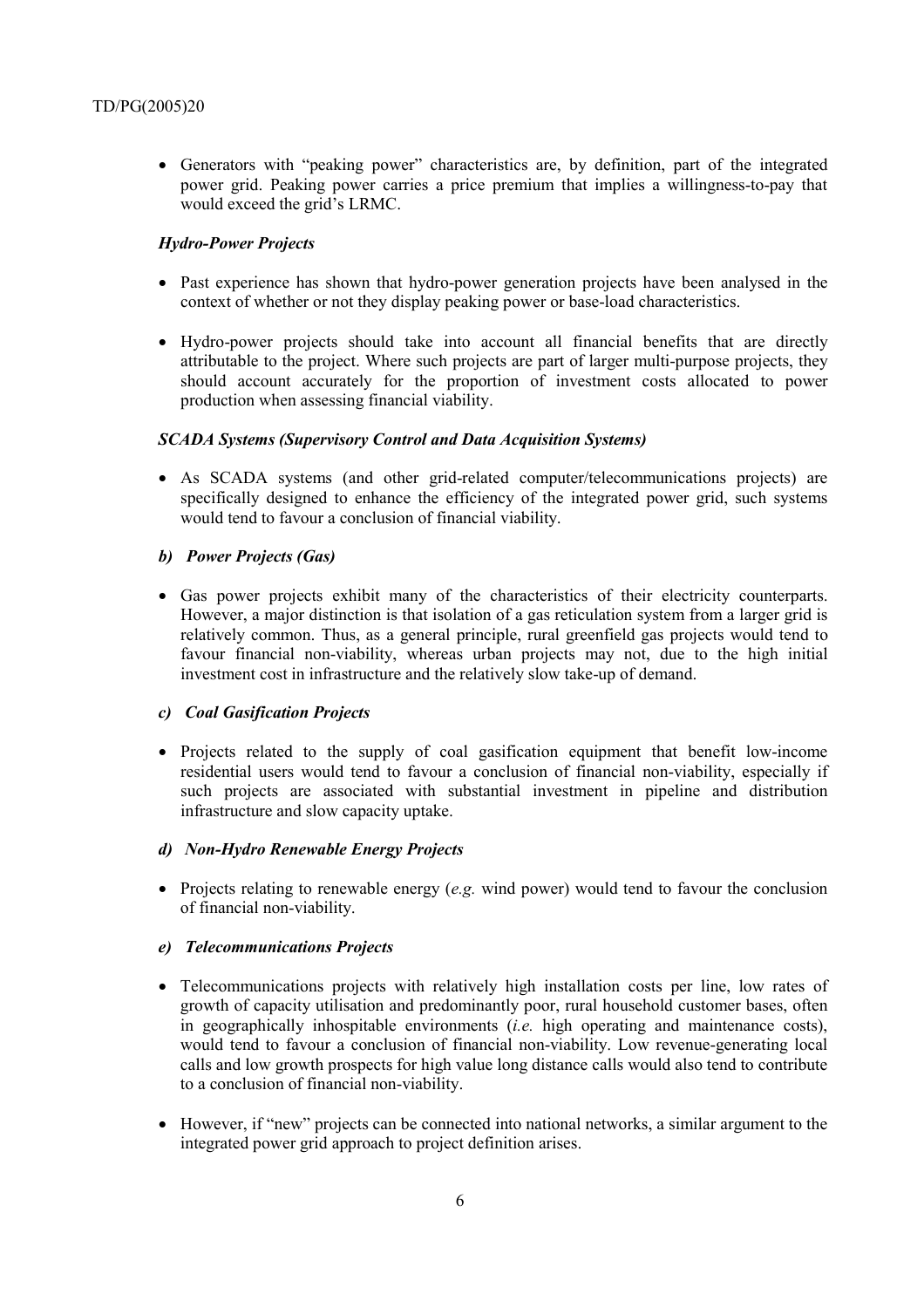- Generators with "peaking power" characteristics are, by definition, part of the integrated power grid. Peaking power carries a price premium that implies a willingness-to-pay that would exceed the grid's LRMC.

***Hydro-Power Projects***

- Past experience has shown that hydro-power generation projects have been analysed in the context of whether or not they display peaking power or base-load characteristics.

- Hydro-power projects should take into account all financial benefits that are directly attributable to the project. Where such projects are part of larger multi-purpose projects, they should account accurately for the proportion of investment costs allocated to power production when assessing financial viability.

***SCADA Systems (Supervisory Control and Data Acquisition Systems)***

- As SCADA systems (and other grid-related computer/telecommunications projects) are specifically designed to enhance the efficiency of the integrated power grid, such systems would tend to favour a conclusion of financial viability.

***b) Power Projects (Gas)***

- Gas power projects exhibit many of the characteristics of their electricity counterparts. However, a major distinction is that isolation of a gas reticulation system from a larger grid is relatively common. Thus, as a general principle, rural greenfield gas projects would tend to favour financial non-viability, whereas urban projects may not, due to the high initial investment cost in infrastructure and the relatively slow take-up of demand.

***c) Coal Gasification Projects***

- Projects related to the supply of coal gasification equipment that benefit low-income residential users would tend to favour a conclusion of financial non-viability, especially if such projects are associated with substantial investment in pipeline and distribution infrastructure and slow capacity uptake.

***d) Non-Hydro Renewable Energy Projects***

- Projects relating to renewable energy (*e.g.* wind power) would tend to favour the conclusion of financial non-viability.

***e) Telecommunications Projects***

- Telecommunications projects with relatively high installation costs per line, low rates of growth of capacity utilisation and predominantly poor, rural household customer bases, often in geographically inhospitable environments (*i.e.* high operating and maintenance costs), would tend to favour a conclusion of financial non-viability. Low revenue-generating local calls and low growth prospects for high value long distance calls would also tend to contribute to a conclusion of financial non-viability.

- However, if "new" projects can be connected into national networks, a similar argument to the integrated power grid approach to project definition arises.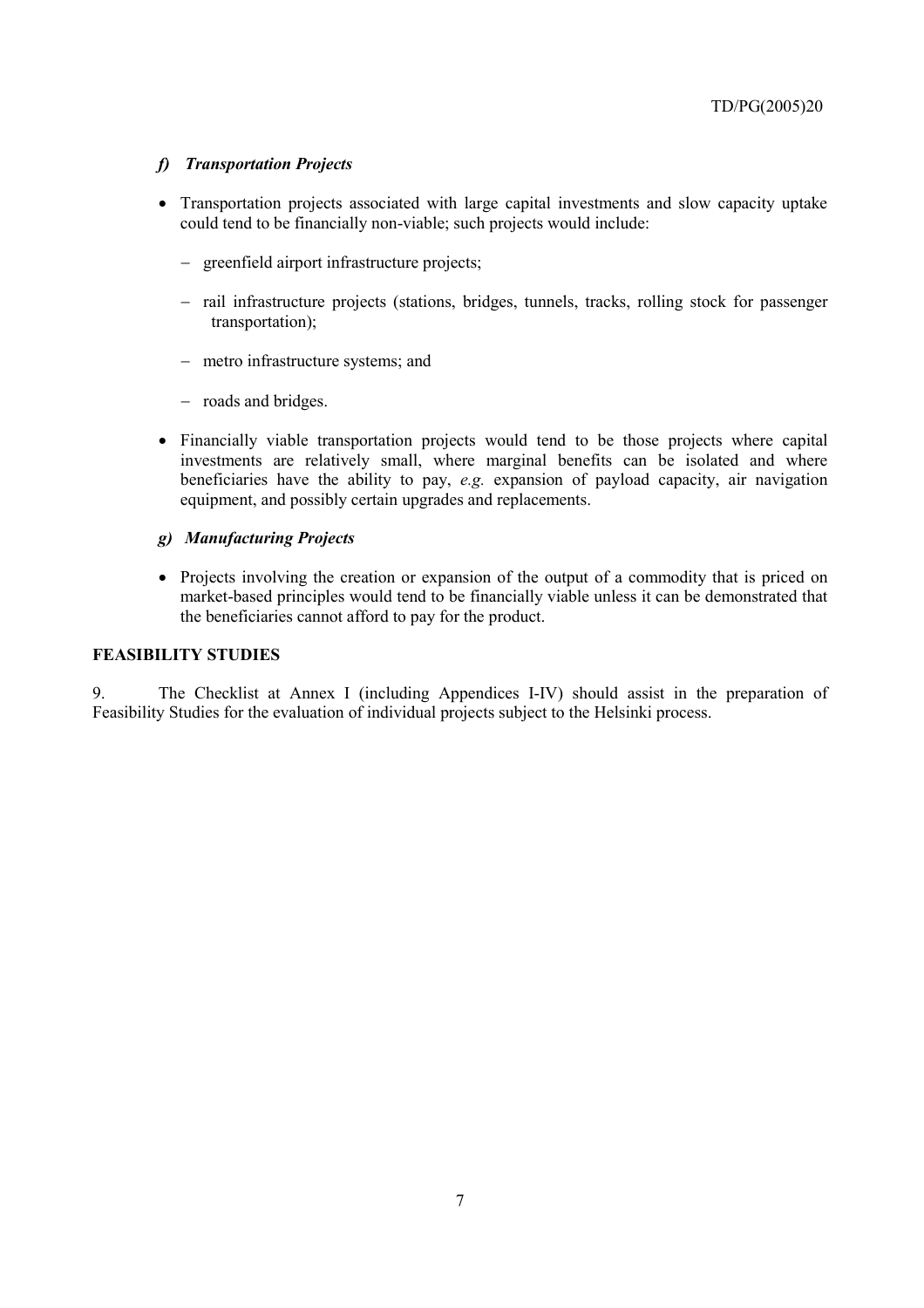#### *f) Transportation Projects*

- Transportation projects associated with large capital investments and slow capacity uptake could tend to be financially non-viable; such projects would include:
  - greenfield airport infrastructure projects;
  - rail infrastructure projects (stations, bridges, tunnels, tracks, rolling stock for passenger transportation);
  - metro infrastructure systems; and
  - roads and bridges.
- Financially viable transportation projects would tend to be those projects where capital investments are relatively small, where marginal benefits can be isolated and where beneficiaries have the ability to pay, *e.g.* expansion of payload capacity, air navigation equipment, and possibly certain upgrades and replacements.

#### *g) Manufacturing Projects*

- Projects involving the creation or expansion of the output of a commodity that is priced on market-based principles would tend to be financially viable unless it can be demonstrated that the beneficiaries cannot afford to pay for the product.

### FEASIBILITY STUDIES

9. The Checklist at Annex I (including Appendices I-IV) should assist in the preparation of Feasibility Studies for the evaluation of individual projects subject to the Helsinki process.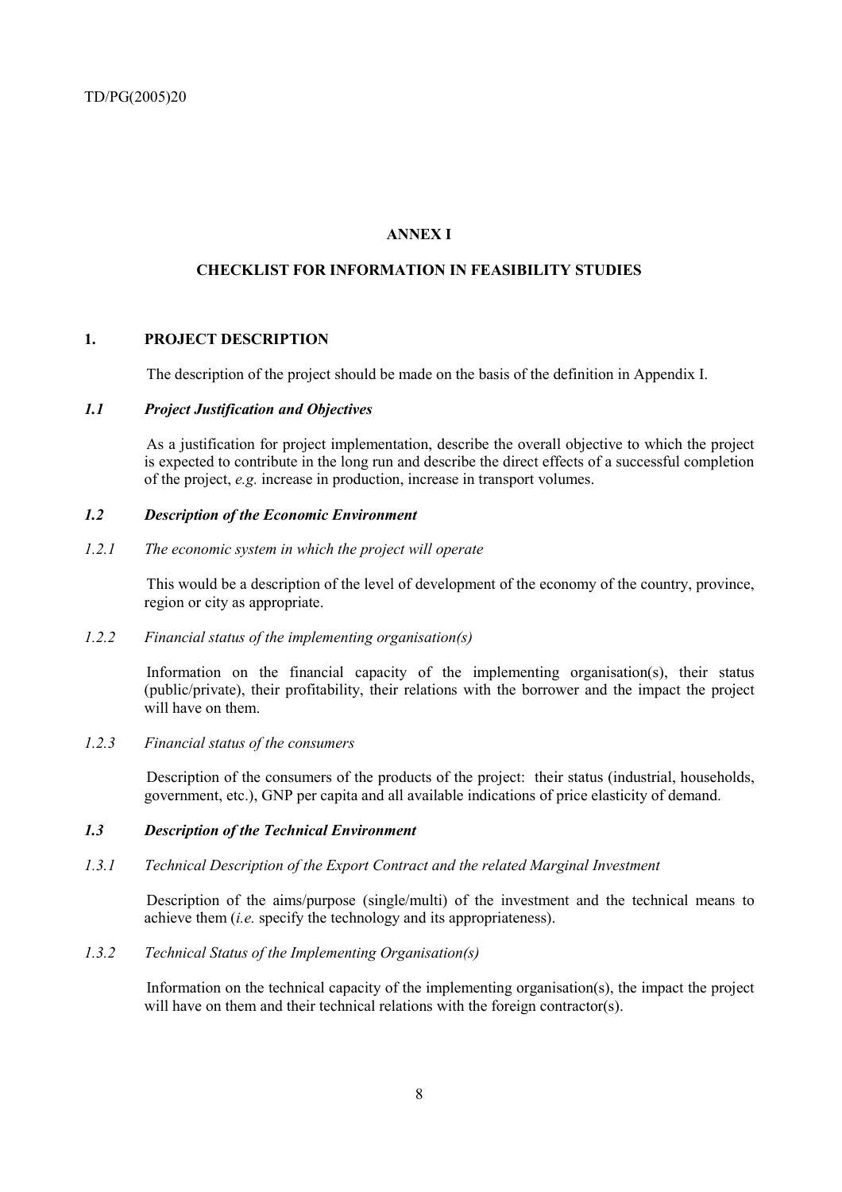## ANNEX I

## CHECKLIST FOR INFORMATION IN FEASIBILITY STUDIES

### 1. PROJECT DESCRIPTION

The description of the project should be made on the basis of the definition in Appendix I.

#### *1.1 Project Justification and Objectives*

As a justification for project implementation, describe the overall objective to which the project is expected to contribute in the long run and describe the direct effects of a successful completion of the project, *e.g.* increase in production, increase in transport volumes.

#### *1.2 Description of the Economic Environment*

*1.2.1 The economic system in which the project will operate*

This would be a description of the level of development of the economy of the country, province, region or city as appropriate.

*1.2.2 Financial status of the implementing organisation(s)*

Information on the financial capacity of the implementing organisation(s), their status (public/private), their profitability, their relations with the borrower and the impact the project will have on them.

*1.2.3 Financial status of the consumers*

Description of the consumers of the products of the project: their status (industrial, households, government, etc.), GNP per capita and all available indications of price elasticity of demand.

#### *1.3 Description of the Technical Environment*

*1.3.1 Technical Description of the Export Contract and the related Marginal Investment*

Description of the aims/purpose (single/multi) of the investment and the technical means to achieve them (*i.e.* specify the technology and its appropriateness).

*1.3.2 Technical Status of the Implementing Organisation(s)*

Information on the technical capacity of the implementing organisation(s), the impact the project will have on them and their technical relations with the foreign contractor(s).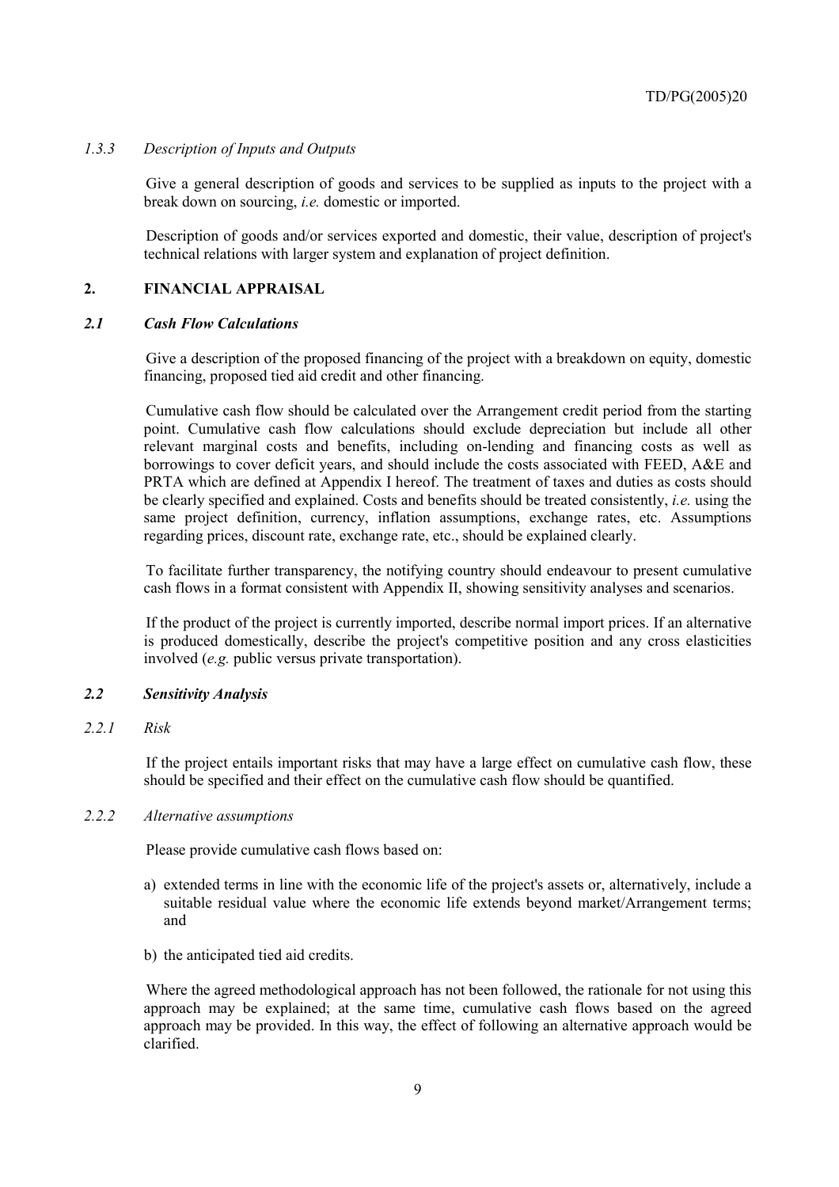#### *1.3.3 Description of Inputs and Outputs*

Give a general description of goods and services to be supplied as inputs to the project with a break down on sourcing, *i.e.* domestic or imported.

Description of goods and/or services exported and domestic, their value, description of project's technical relations with larger system and explanation of project definition.

## 2. FINANCIAL APPRAISAL

### *2.1 Cash Flow Calculations*

Give a description of the proposed financing of the project with a breakdown on equity, domestic financing, proposed tied aid credit and other financing.

Cumulative cash flow should be calculated over the Arrangement credit period from the starting point. Cumulative cash flow calculations should exclude depreciation but include all other relevant marginal costs and benefits, including on-lending and financing costs as well as borrowings to cover deficit years, and should include the costs associated with FEED, A&E and PRTA which are defined at Appendix I hereof. The treatment of taxes and duties as costs should be clearly specified and explained. Costs and benefits should be treated consistently, *i.e.* using the same project definition, currency, inflation assumptions, exchange rates, etc. Assumptions regarding prices, discount rate, exchange rate, etc., should be explained clearly.

To facilitate further transparency, the notifying country should endeavour to present cumulative cash flows in a format consistent with Appendix II, showing sensitivity analyses and scenarios.

If the product of the project is currently imported, describe normal import prices. If an alternative is produced domestically, describe the project's competitive position and any cross elasticities involved (*e.g.* public versus private transportation).

### *2.2 Sensitivity Analysis*

#### *2.2.1 Risk*

If the project entails important risks that may have a large effect on cumulative cash flow, these should be specified and their effect on the cumulative cash flow should be quantified.

#### *2.2.2 Alternative assumptions*

Please provide cumulative cash flows based on:

a) extended terms in line with the economic life of the project's assets or, alternatively, include a suitable residual value where the economic life extends beyond market/Arrangement terms; and

b) the anticipated tied aid credits.

Where the agreed methodological approach has not been followed, the rationale for not using this approach may be explained; at the same time, cumulative cash flows based on the agreed approach may be provided. In this way, the effect of following an alternative approach would be clarified.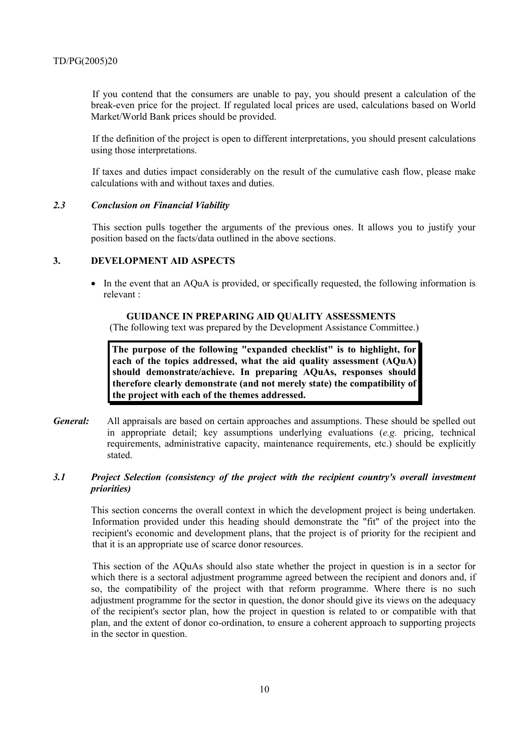If you contend that the consumers are unable to pay, you should present a calculation of the break-even price for the project. If regulated local prices are used, calculations based on World Market/World Bank prices should be provided.

If the definition of the project is open to different interpretations, you should present calculations using those interpretations.

If taxes and duties impact considerably on the result of the cumulative cash flow, please make calculations with and without taxes and duties.

### *2.3 Conclusion on Financial Viability*

This section pulls together the arguments of the previous ones. It allows you to justify your position based on the facts/data outlined in the above sections.

## 3. DEVELOPMENT AID ASPECTS

- In the event that an AQuA is provided, or specifically requested, the following information is relevant :

**GUIDANCE IN PREPARING AID QUALITY ASSESSMENTS**

(The following text was prepared by the Development Assistance Committee.)

**The purpose of the following "expanded checklist" is to highlight, for each of the topics addressed, what the aid quality assessment (AQuA) should demonstrate/achieve. In preparing AQuAs, responses should therefore clearly demonstrate (and not merely state) the compatibility of the project with each of the themes addressed.**

***General:*** All appraisals are based on certain approaches and assumptions. These should be spelled out in appropriate detail; key assumptions underlying evaluations (*e.g.* pricing, technical requirements, administrative capacity, maintenance requirements, etc.) should be explicitly stated.

### *3.1 Project Selection (consistency of the project with the recipient country's overall investment priorities)*

This section concerns the overall context in which the development project is being undertaken. Information provided under this heading should demonstrate the "fit" of the project into the recipient's economic and development plans, that the project is of priority for the recipient and that it is an appropriate use of scarce donor resources.

This section of the AQuAs should also state whether the project in question is in a sector for which there is a sectoral adjustment programme agreed between the recipient and donors and, if so, the compatibility of the project with that reform programme. Where there is no such adjustment programme for the sector in question, the donor should give its views on the adequacy of the recipient's sector plan, how the project in question is related to or compatible with that plan, and the extent of donor co-ordination, to ensure a coherent approach to supporting projects in the sector in question.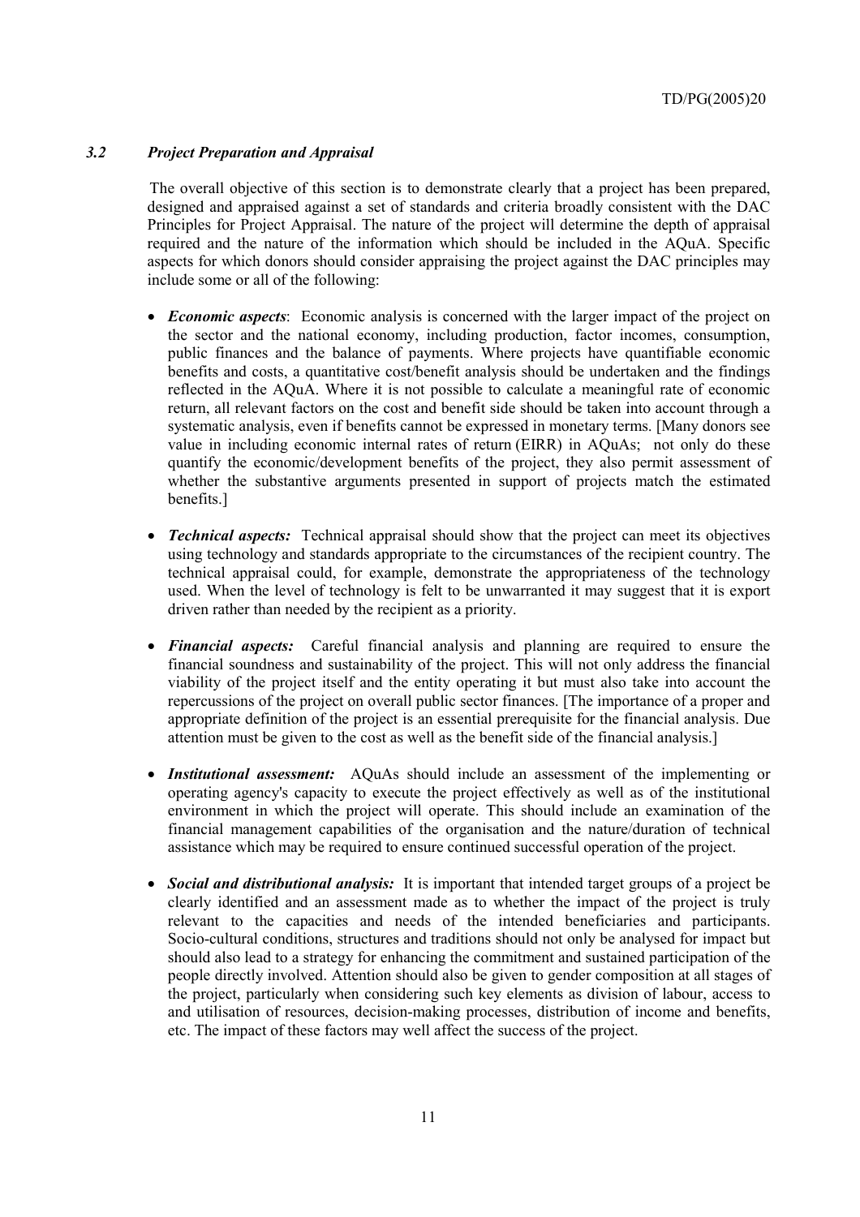### *3.2 Project Preparation and Appraisal*

The overall objective of this section is to demonstrate clearly that a project has been prepared, designed and appraised against a set of standards and criteria broadly consistent with the DAC Principles for Project Appraisal. The nature of the project will determine the depth of appraisal required and the nature of the information which should be included in the AQuA. Specific aspects for which donors should consider appraising the project against the DAC principles may include some or all of the following:

- ***Economic aspects***: Economic analysis is concerned with the larger impact of the project on the sector and the national economy, including production, factor incomes, consumption, public finances and the balance of payments. Where projects have quantifiable economic benefits and costs, a quantitative cost/benefit analysis should be undertaken and the findings reflected in the AQuA. Where it is not possible to calculate a meaningful rate of economic return, all relevant factors on the cost and benefit side should be taken into account through a systematic analysis, even if benefits cannot be expressed in monetary terms. [Many donors see value in including economic internal rates of return (EIRR) in AQuAs; not only do these quantify the economic/development benefits of the project, they also permit assessment of whether the substantive arguments presented in support of projects match the estimated benefits.]

- ***Technical aspects:*** Technical appraisal should show that the project can meet its objectives using technology and standards appropriate to the circumstances of the recipient country. The technical appraisal could, for example, demonstrate the appropriateness of the technology used. When the level of technology is felt to be unwarranted it may suggest that it is export driven rather than needed by the recipient as a priority.

- ***Financial aspects:*** Careful financial analysis and planning are required to ensure the financial soundness and sustainability of the project. This will not only address the financial viability of the project itself and the entity operating it but must also take into account the repercussions of the project on overall public sector finances. [The importance of a proper and appropriate definition of the project is an essential prerequisite for the financial analysis. Due attention must be given to the cost as well as the benefit side of the financial analysis.]

- ***Institutional assessment:*** AQuAs should include an assessment of the implementing or operating agency's capacity to execute the project effectively as well as of the institutional environment in which the project will operate. This should include an examination of the financial management capabilities of the organisation and the nature/duration of technical assistance which may be required to ensure continued successful operation of the project.

- ***Social and distributional analysis:*** It is important that intended target groups of a project be clearly identified and an assessment made as to whether the impact of the project is truly relevant to the capacities and needs of the intended beneficiaries and participants. Socio-cultural conditions, structures and traditions should not only be analysed for impact but should also lead to a strategy for enhancing the commitment and sustained participation of the people directly involved. Attention should also be given to gender composition at all stages of the project, particularly when considering such key elements as division of labour, access to and utilisation of resources, decision-making processes, distribution of income and benefits, etc. The impact of these factors may well affect the success of the project.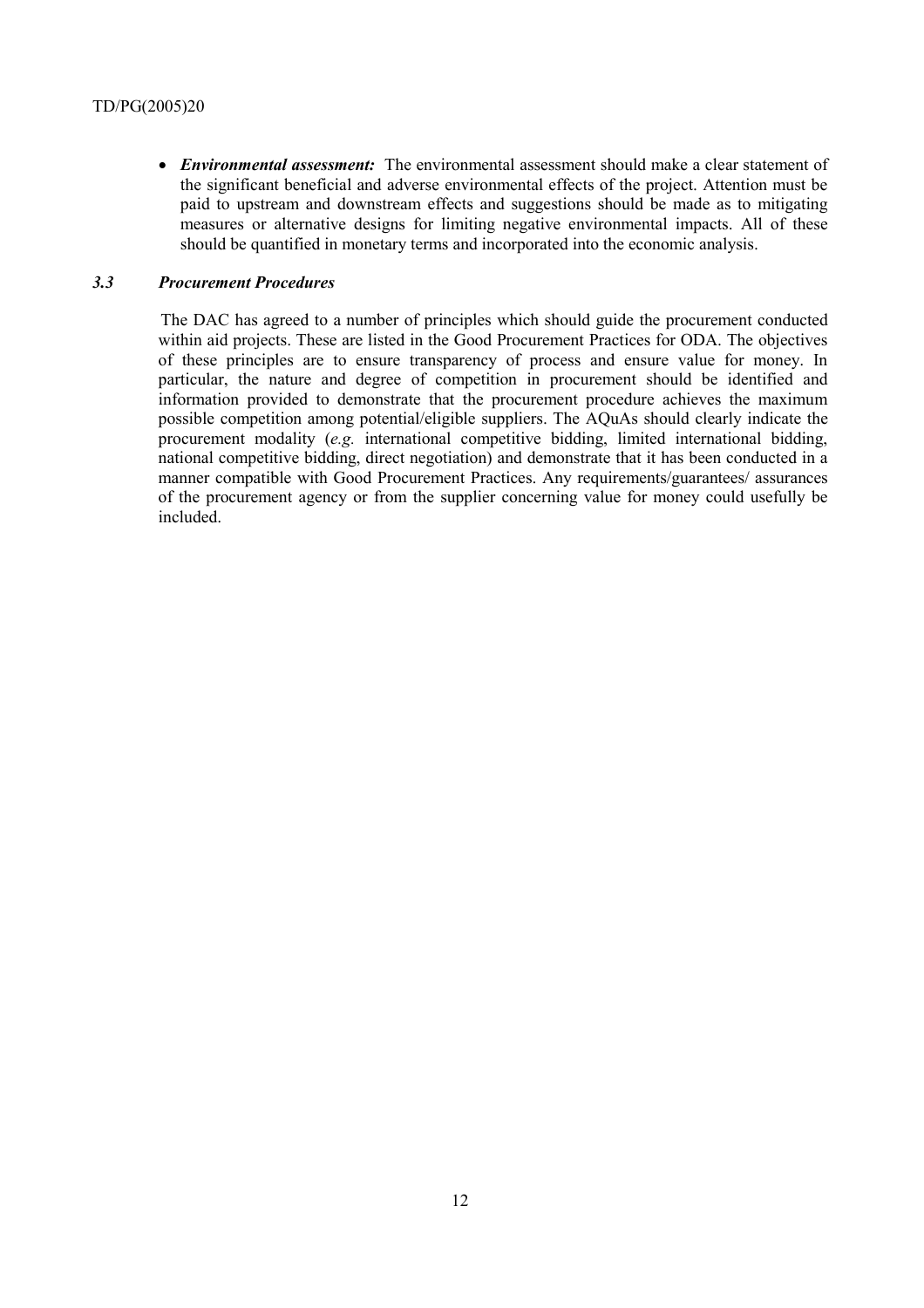- ***Environmental assessment:*** The environmental assessment should make a clear statement of the significant beneficial and adverse environmental effects of the project. Attention must be paid to upstream and downstream effects and suggestions should be made as to mitigating measures or alternative designs for limiting negative environmental impacts. All of these should be quantified in monetary terms and incorporated into the economic analysis.

### *3.3 Procurement Procedures*

The DAC has agreed to a number of principles which should guide the procurement conducted within aid projects. These are listed in the Good Procurement Practices for ODA. The objectives of these principles are to ensure transparency of process and ensure value for money. In particular, the nature and degree of competition in procurement should be identified and information provided to demonstrate that the procurement procedure achieves the maximum possible competition among potential/eligible suppliers. The AQuAs should clearly indicate the procurement modality (*e.g.* international competitive bidding, limited international bidding, national competitive bidding, direct negotiation) and demonstrate that it has been conducted in a manner compatible with Good Procurement Practices. Any requirements/guarantees/ assurances of the procurement agency or from the supplier concerning value for money could usefully be included.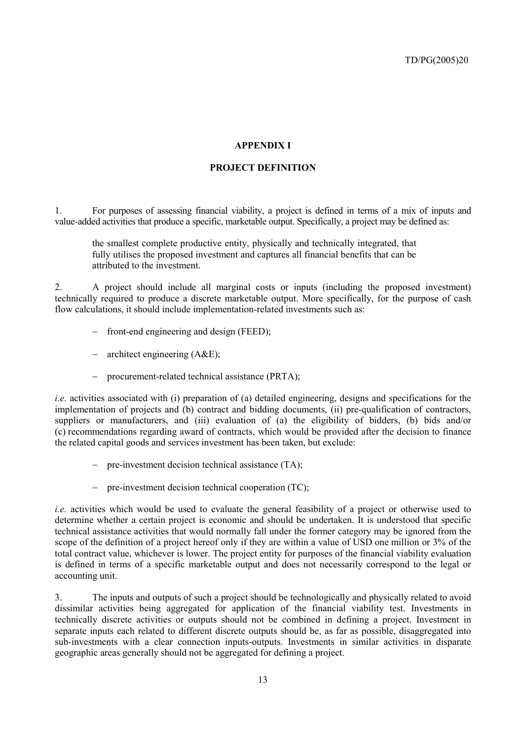## APPENDIX I

## PROJECT DEFINITION

1. For purposes of assessing financial viability, a project is defined in terms of a mix of inputs and value-added activities that produce a specific, marketable output. Specifically, a project may be defined as:

> the smallest complete productive entity, physically and technically integrated, that fully utilises the proposed investment and captures all financial benefits that can be attributed to the investment.

2. A project should include all marginal costs or inputs (including the proposed investment) technically required to produce a discrete marketable output. More specifically, for the purpose of cash flow calculations, it should include implementation-related investments such as:

- front-end engineering and design (FEED);
- architect engineering (A&E);
- procurement-related technical assistance (PRTA);

*i.e.* activities associated with (i) preparation of (a) detailed engineering, designs and specifications for the implementation of projects and (b) contract and bidding documents, (ii) pre-qualification of contractors, suppliers or manufacturers, and (iii) evaluation of (a) the eligibility of bidders, (b) bids and/or (c) recommendations regarding award of contracts, which would be provided after the decision to finance the related capital goods and services investment has been taken, but exclude:

- pre-investment decision technical assistance (TA);
- pre-investment decision technical cooperation (TC);

*i.e.* activities which would be used to evaluate the general feasibility of a project or otherwise used to determine whether a certain project is economic and should be undertaken. It is understood that specific technical assistance activities that would normally fall under the former category may be ignored from the scope of the definition of a project hereof only if they are within a value of USD one million or 3% of the total contract value, whichever is lower. The project entity for purposes of the financial viability evaluation is defined in terms of a specific marketable output and does not necessarily correspond to the legal or accounting unit.

3. The inputs and outputs of such a project should be technologically and physically related to avoid dissimilar activities being aggregated for application of the financial viability test. Investments in technically discrete activities or outputs should not be combined in defining a project. Investment in separate inputs each related to different discrete outputs should be, as far as possible, disaggregated into sub-investments with a clear connection inputs-outputs. Investments in similar activities in disparate geographic areas generally should not be aggregated for defining a project.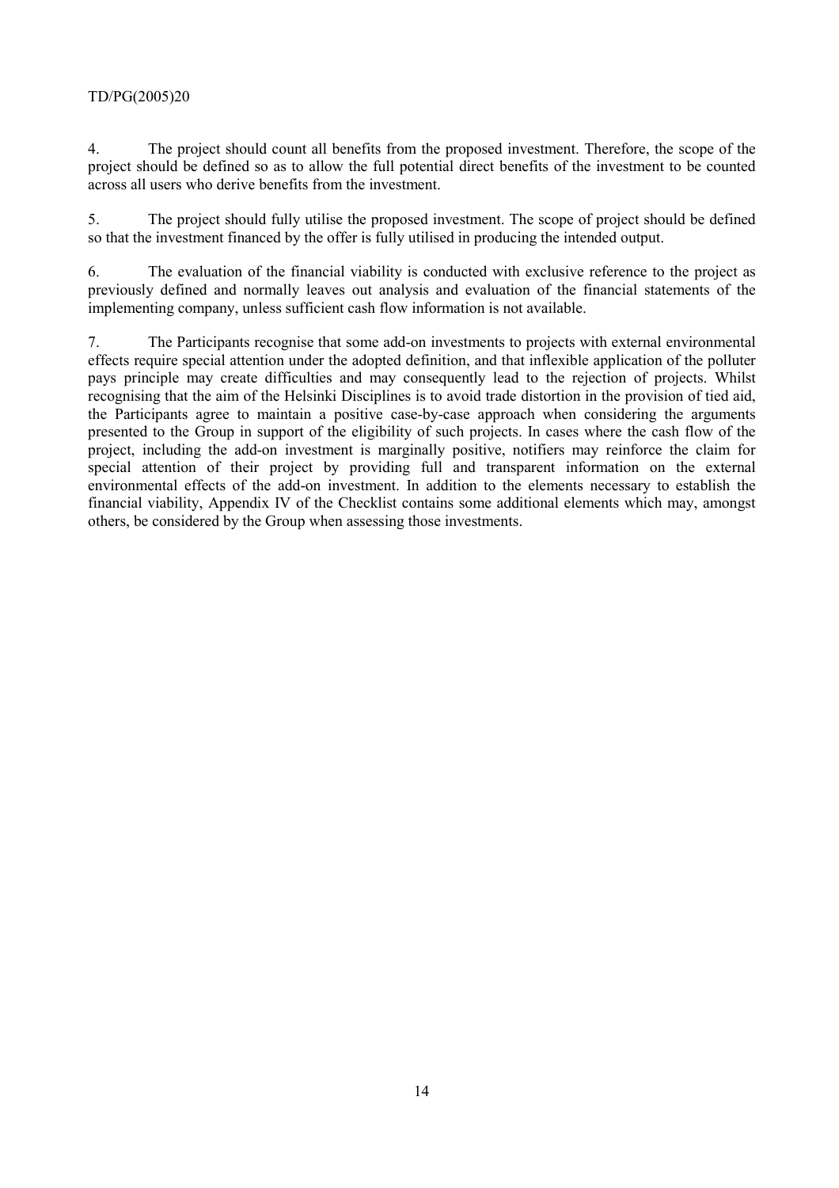4. The project should count all benefits from the proposed investment. Therefore, the scope of the project should be defined so as to allow the full potential direct benefits of the investment to be counted across all users who derive benefits from the investment.

5. The project should fully utilise the proposed investment. The scope of project should be defined so that the investment financed by the offer is fully utilised in producing the intended output.

6. The evaluation of the financial viability is conducted with exclusive reference to the project as previously defined and normally leaves out analysis and evaluation of the financial statements of the implementing company, unless sufficient cash flow information is not available.

7. The Participants recognise that some add-on investments to projects with external environmental effects require special attention under the adopted definition, and that inflexible application of the polluter pays principle may create difficulties and may consequently lead to the rejection of projects. Whilst recognising that the aim of the Helsinki Disciplines is to avoid trade distortion in the provision of tied aid, the Participants agree to maintain a positive case-by-case approach when considering the arguments presented to the Group in support of the eligibility of such projects. In cases where the cash flow of the project, including the add-on investment is marginally positive, notifiers may reinforce the claim for special attention of their project by providing full and transparent information on the external environmental effects of the add-on investment. In addition to the elements necessary to establish the financial viability, Appendix IV of the Checklist contains some additional elements which may, amongst others, be considered by the Group when assessing those investments.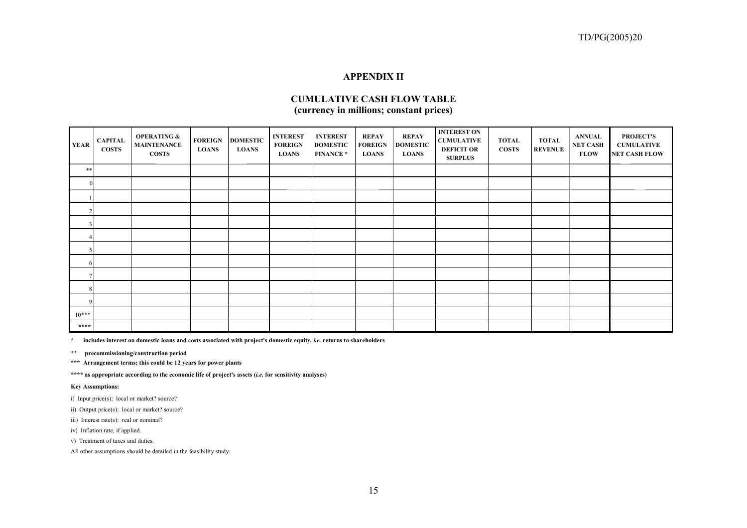## APPENDIX II

### CUMULATIVE CASH FLOW TABLE
**(currency in millions; constant prices)**

| YEAR | CAPITAL COSTS | OPERATING & MAINTENANCE COSTS | FOREIGN LOANS | DOMESTIC LOANS | INTEREST FOREIGN LOANS | INTEREST DOMESTIC FINANCE * | REPAY FOREIGN LOANS | REPAY DOMESTIC LOANS | INTEREST ON CUMULATIVE DEFICIT OR SURPLUS | TOTAL COSTS | TOTAL REVENUE | ANNUAL NET CASH FLOW | PROJECT'S CUMULATIVE NET CASH FLOW |
|---|---|---|---|---|---|---|---|---|---|---|---|---|---|
| ** | | | | | | | | | | | | | |
| 0 | | | | | | | | | | | | | |
| 1 | | | | | | | | | | | | | |
| 2 | | | | | | | | | | | | | |
| 3 | | | | | | | | | | | | | |
| 4 | | | | | | | | | | | | | |
| 5 | | | | | | | | | | | | | |
| 6 | | | | | | | | | | | | | |
| 7 | | | | | | | | | | | | | |
| 8 | | | | | | | | | | | | | |
| 9 | | | | | | | | | | | | | |
| 10*** | | | | | | | | | | | | | |
| **** | | | | | | | | | | | | | |

**\* includes interest on domestic loans and costs associated with project's domestic equity, *i.e.* returns to shareholders**

**\*\* precommissioning/construction period**

**\*\*\* Arrangement terms; this could be 12 years for power plants**

**\*\*\*\* as appropriate according to the economic life of project's assets (*i.e.* for sensitivity analyses)**

**Key Assumptions:**

i) Input price(s): local or market? source?

ii) Output price(s): local or market? source?

iii) Interest rate(s): real or nominal?

iv) Inflation rate, if applied.

v) Treatment of taxes and duties.

All other assumptions should be detailed in the feasibility study.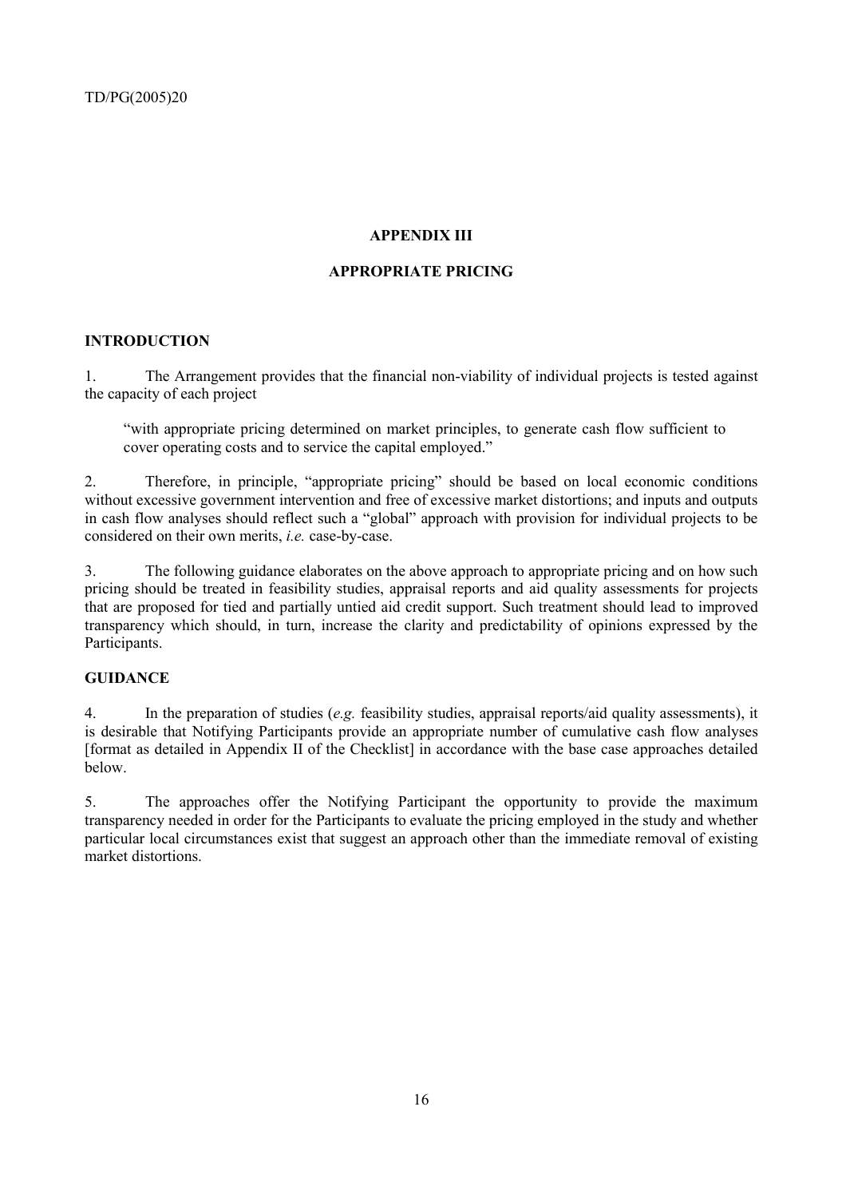## APPENDIX III

## APPROPRIATE PRICING

### INTRODUCTION

1. The Arrangement provides that the financial non-viability of individual projects is tested against the capacity of each project

> "with appropriate pricing determined on market principles, to generate cash flow sufficient to cover operating costs and to service the capital employed."

2. Therefore, in principle, "appropriate pricing" should be based on local economic conditions without excessive government intervention and free of excessive market distortions; and inputs and outputs in cash flow analyses should reflect such a "global" approach with provision for individual projects to be considered on their own merits, *i.e.* case-by-case.

3. The following guidance elaborates on the above approach to appropriate pricing and on how such pricing should be treated in feasibility studies, appraisal reports and aid quality assessments for projects that are proposed for tied and partially untied aid credit support. Such treatment should lead to improved transparency which should, in turn, increase the clarity and predictability of opinions expressed by the Participants.

### GUIDANCE

4. In the preparation of studies (*e.g.* feasibility studies, appraisal reports/aid quality assessments), it is desirable that Notifying Participants provide an appropriate number of cumulative cash flow analyses [format as detailed in Appendix II of the Checklist] in accordance with the base case approaches detailed below.

5. The approaches offer the Notifying Participant the opportunity to provide the maximum transparency needed in order for the Participants to evaluate the pricing employed in the study and whether particular local circumstances exist that suggest an approach other than the immediate removal of existing market distortions.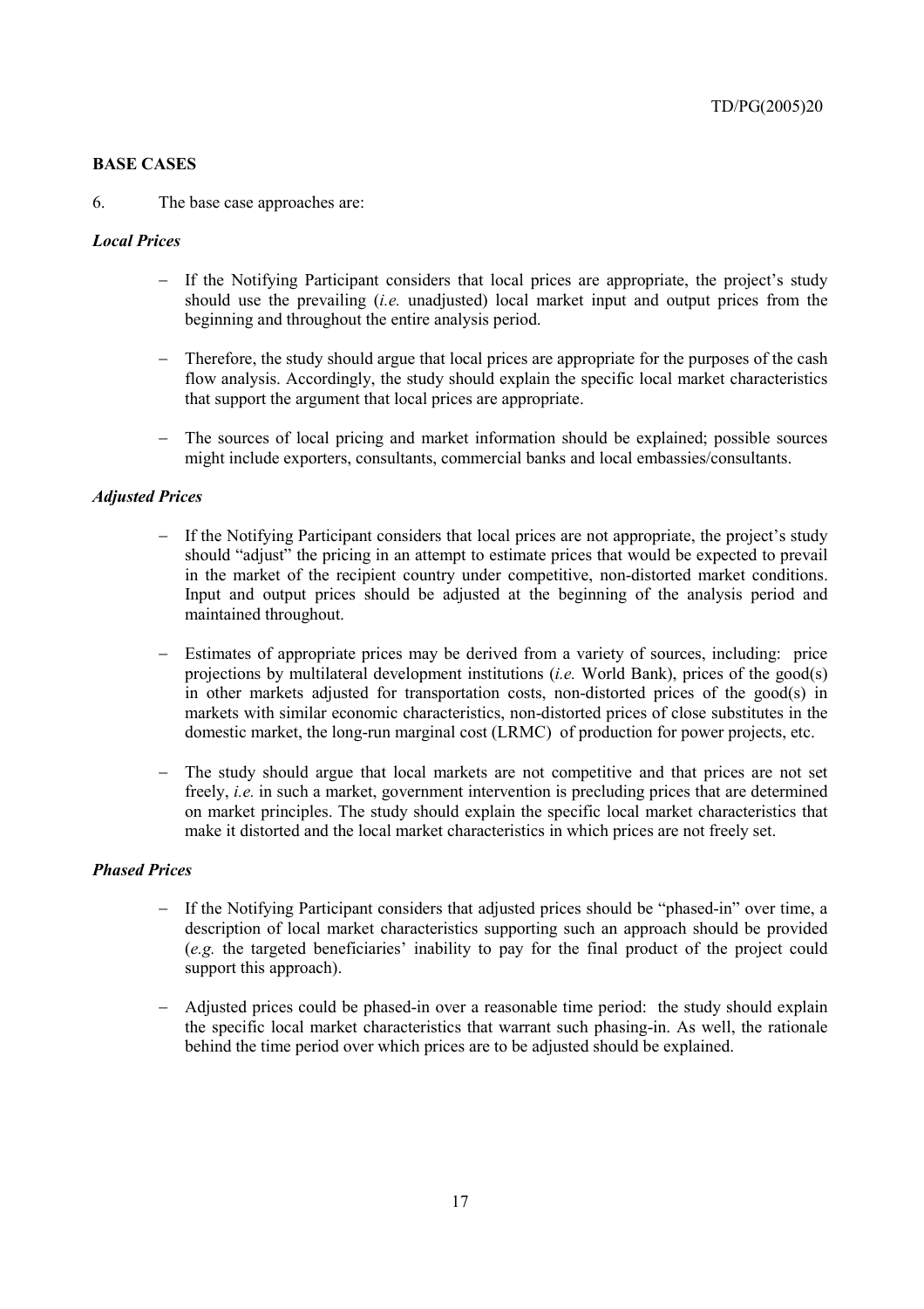## BASE CASES

6. The base case approaches are:

### *Local Prices*

- If the Notifying Participant considers that local prices are appropriate, the project's study should use the prevailing (*i.e.* unadjusted) local market input and output prices from the beginning and throughout the entire analysis period.
- Therefore, the study should argue that local prices are appropriate for the purposes of the cash flow analysis. Accordingly, the study should explain the specific local market characteristics that support the argument that local prices are appropriate.
- The sources of local pricing and market information should be explained; possible sources might include exporters, consultants, commercial banks and local embassies/consultants.

### *Adjusted Prices*

- If the Notifying Participant considers that local prices are not appropriate, the project's study should "adjust" the pricing in an attempt to estimate prices that would be expected to prevail in the market of the recipient country under competitive, non-distorted market conditions. Input and output prices should be adjusted at the beginning of the analysis period and maintained throughout.
- Estimates of appropriate prices may be derived from a variety of sources, including: price projections by multilateral development institutions (*i.e.* World Bank), prices of the good(s) in other markets adjusted for transportation costs, non-distorted prices of the good(s) in markets with similar economic characteristics, non-distorted prices of close substitutes in the domestic market, the long-run marginal cost (LRMC) of production for power projects, etc.
- The study should argue that local markets are not competitive and that prices are not set freely, *i.e.* in such a market, government intervention is precluding prices that are determined on market principles. The study should explain the specific local market characteristics that make it distorted and the local market characteristics in which prices are not freely set.

### *Phased Prices*

- If the Notifying Participant considers that adjusted prices should be "phased-in" over time, a description of local market characteristics supporting such an approach should be provided (*e.g.* the targeted beneficiaries' inability to pay for the final product of the project could support this approach).
- Adjusted prices could be phased-in over a reasonable time period: the study should explain the specific local market characteristics that warrant such phasing-in. As well, the rationale behind the time period over which prices are to be adjusted should be explained.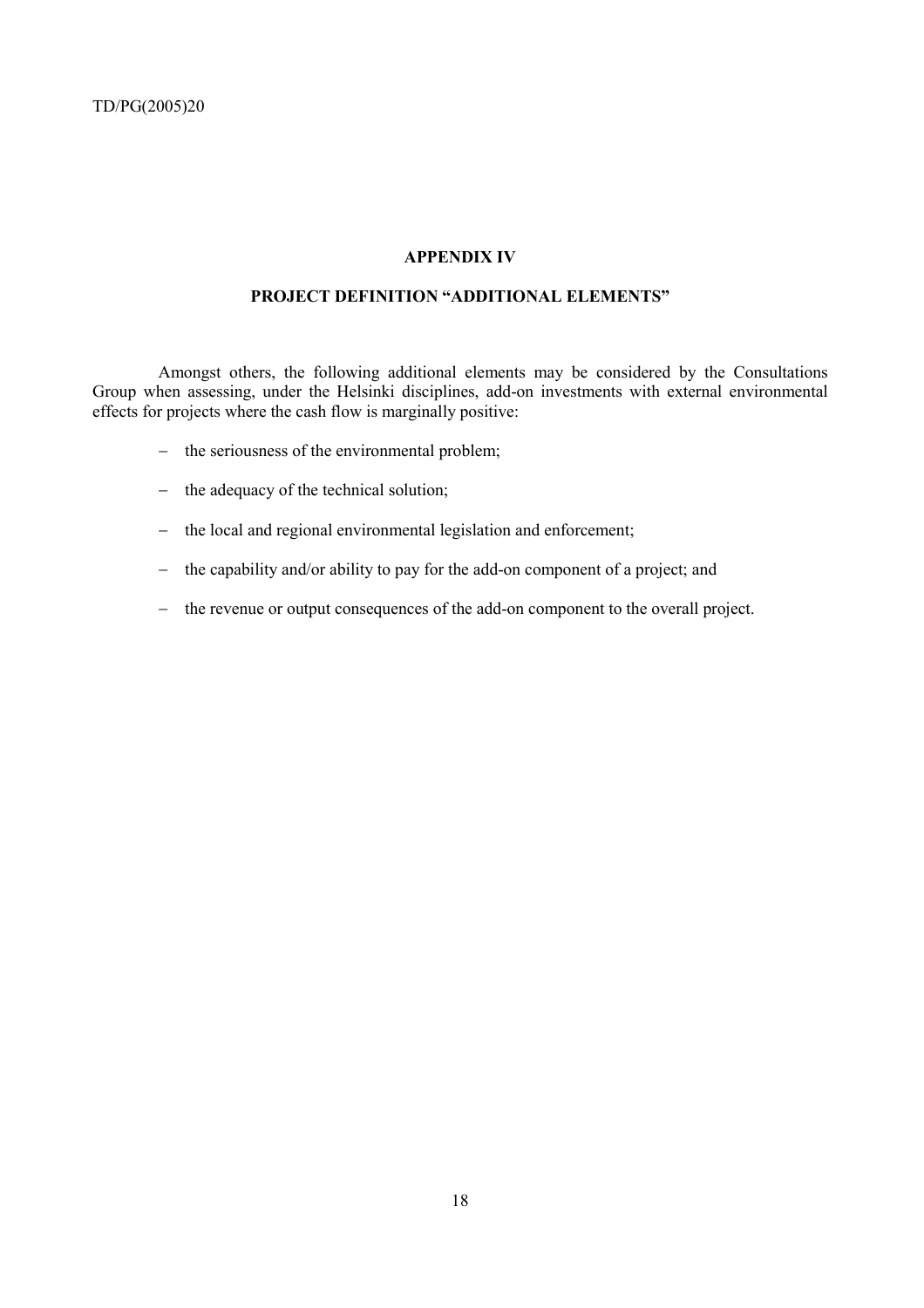## APPENDIX IV

## PROJECT DEFINITION "ADDITIONAL ELEMENTS"

Amongst others, the following additional elements may be considered by the Consultations Group when assessing, under the Helsinki disciplines, add-on investments with external environmental effects for projects where the cash flow is marginally positive:

- the seriousness of the environmental problem;
- the adequacy of the technical solution;
- the local and regional environmental legislation and enforcement;
- the capability and/or ability to pay for the add-on component of a project; and
- the revenue or output consequences of the add-on component to the overall project.